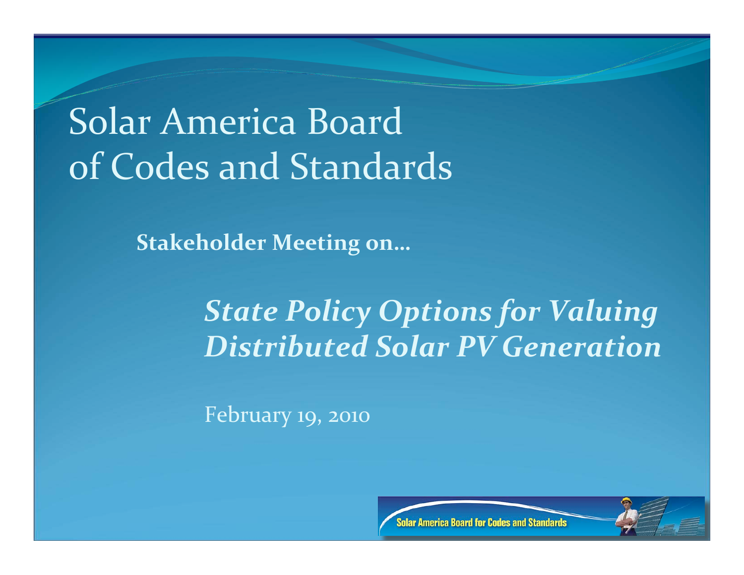# Solar America Board of Codes and Standards

**Stakeholder Meeting on…**

***State Policy Options for Valuing Distributed Solar PV Generation***

February 19, 2010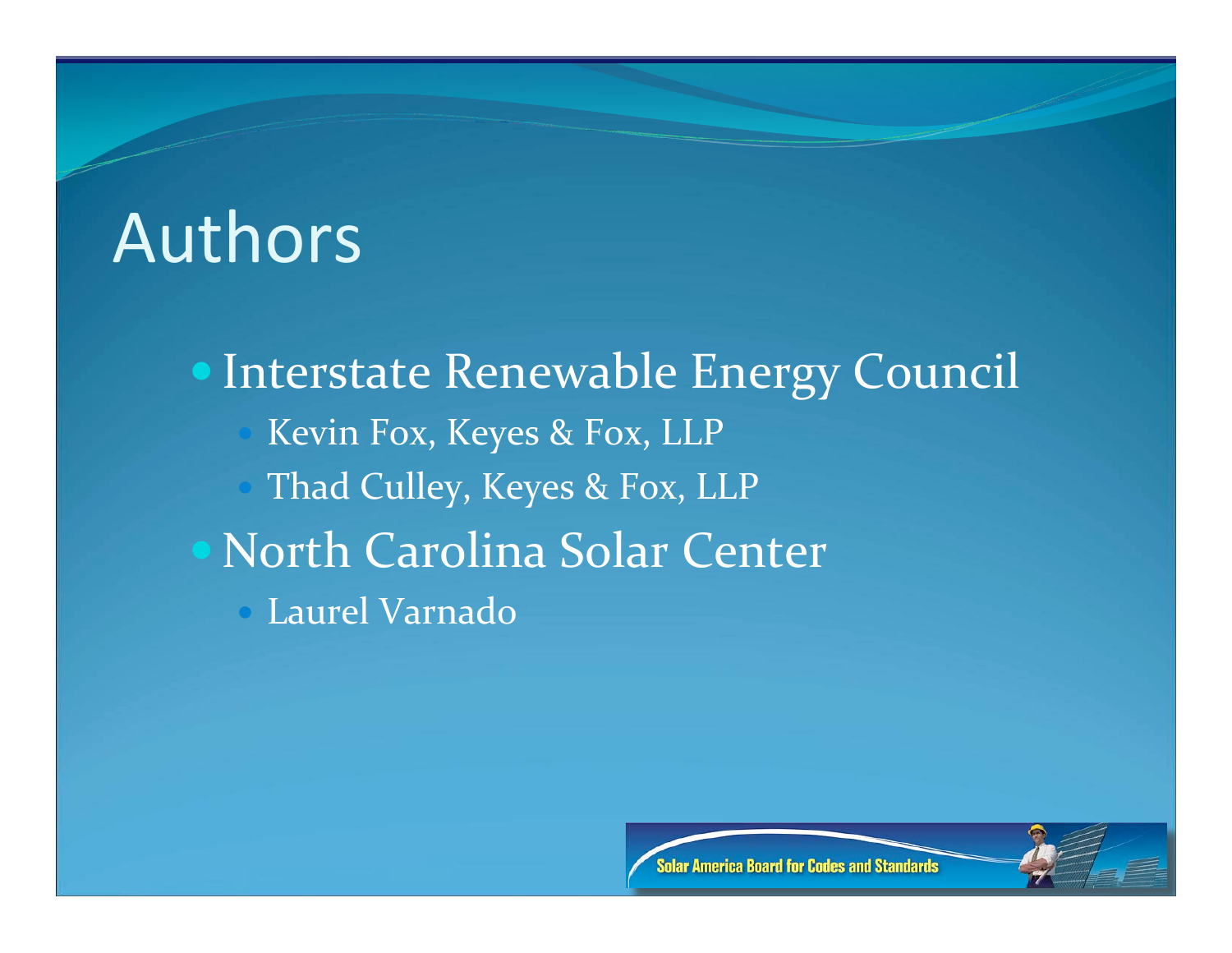# Authors

- Interstate Renewable Energy Council
  - Kevin Fox, Keyes & Fox, LLP
  - Thad Culley, Keyes & Fox, LLP
- North Carolina Solar Center
  - Laurel Varnado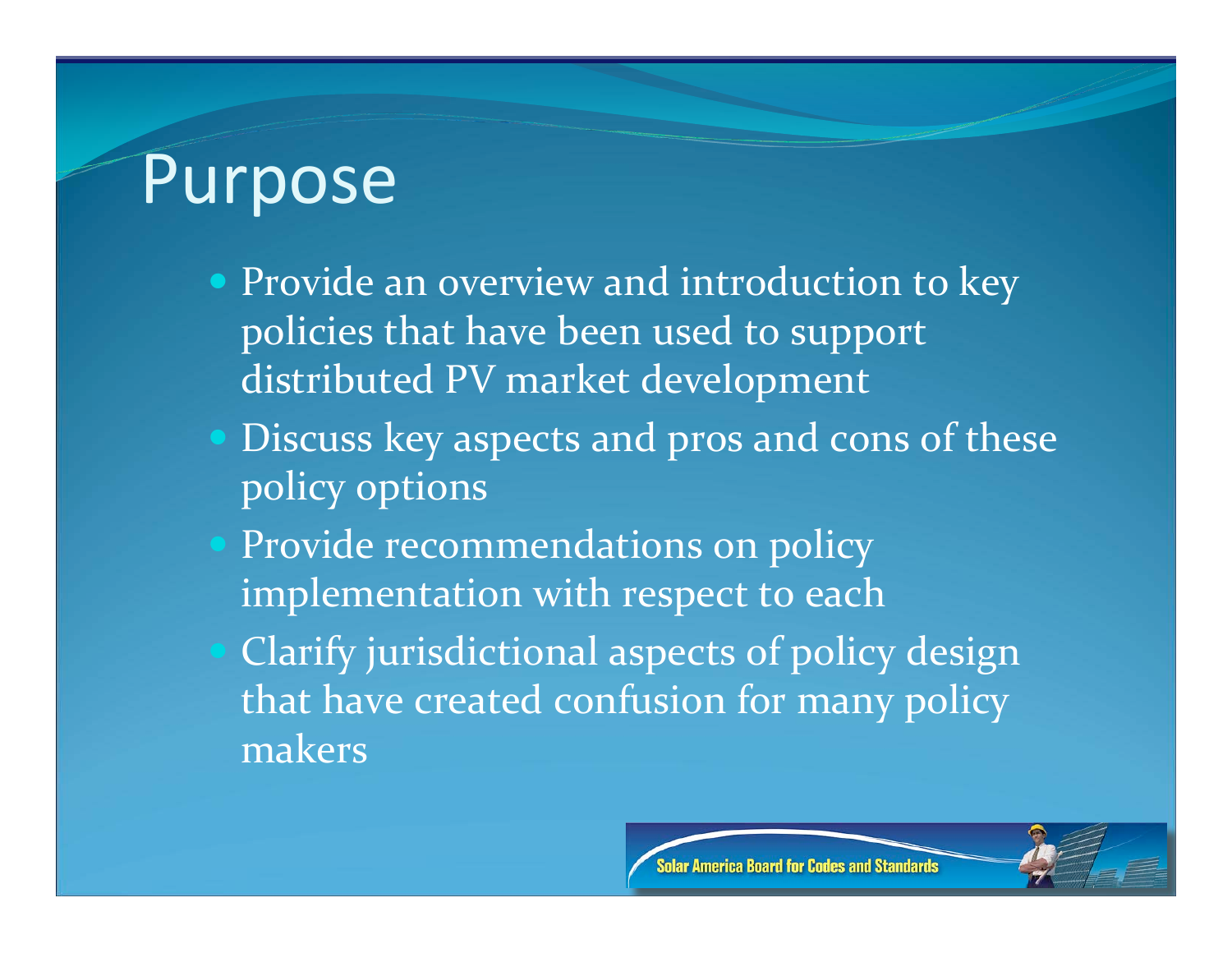# Purpose

- Provide an overview and introduction to key policies that have been used to support distributed PV market development
- Discuss key aspects and pros and cons of these policy options
- Provide recommendations on policy implementation with respect to each
- Clarify jurisdictional aspects of policy design that have created confusion for many policy makers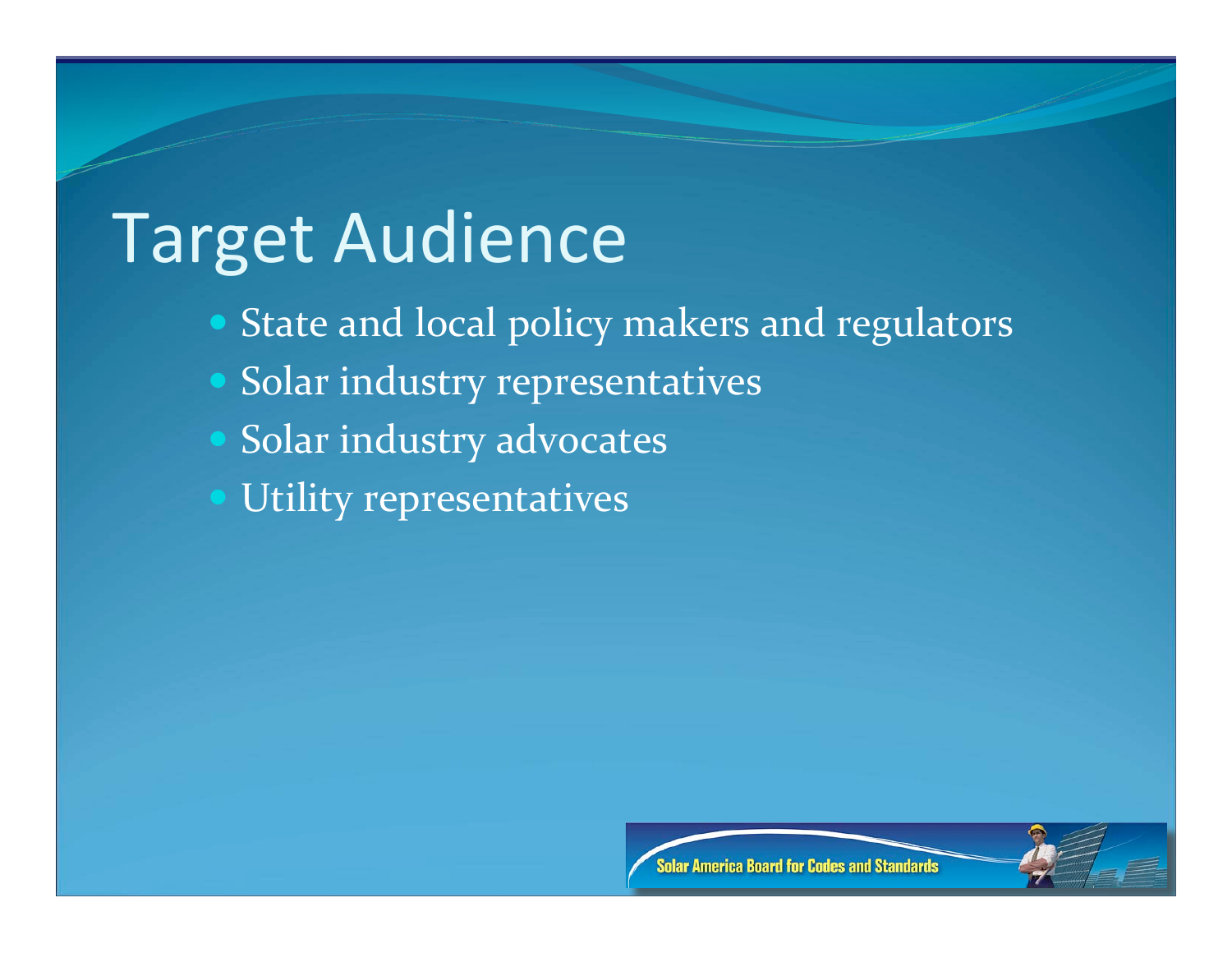# Target Audience

- State and local policy makers and regulators
- Solar industry representatives
- Solar industry advocates
- Utility representatives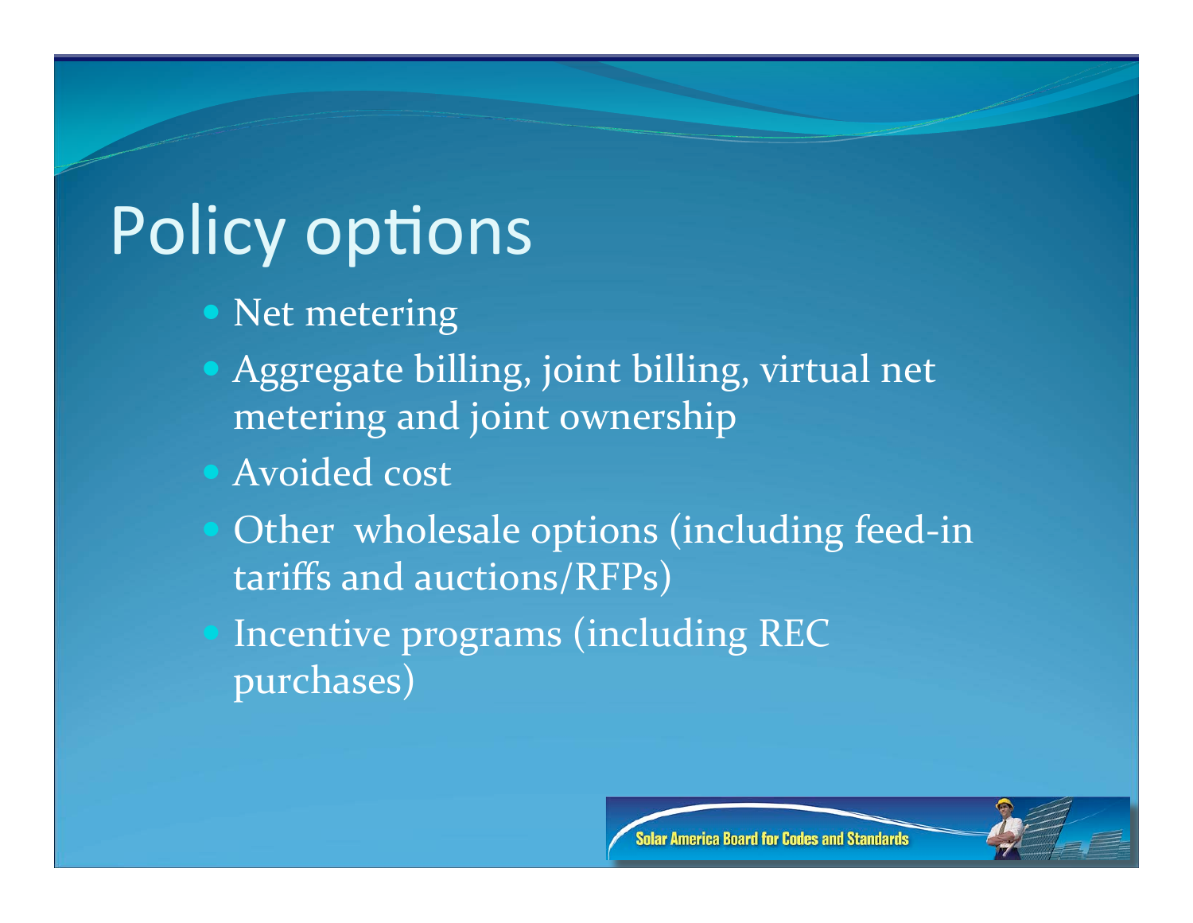# Policy options

- Net metering
- Aggregate billing, joint billing, virtual net metering and joint ownership
- Avoided cost
- Other wholesale options (including feed-in tariffs and auctions/RFPs)
- Incentive programs (including REC purchases)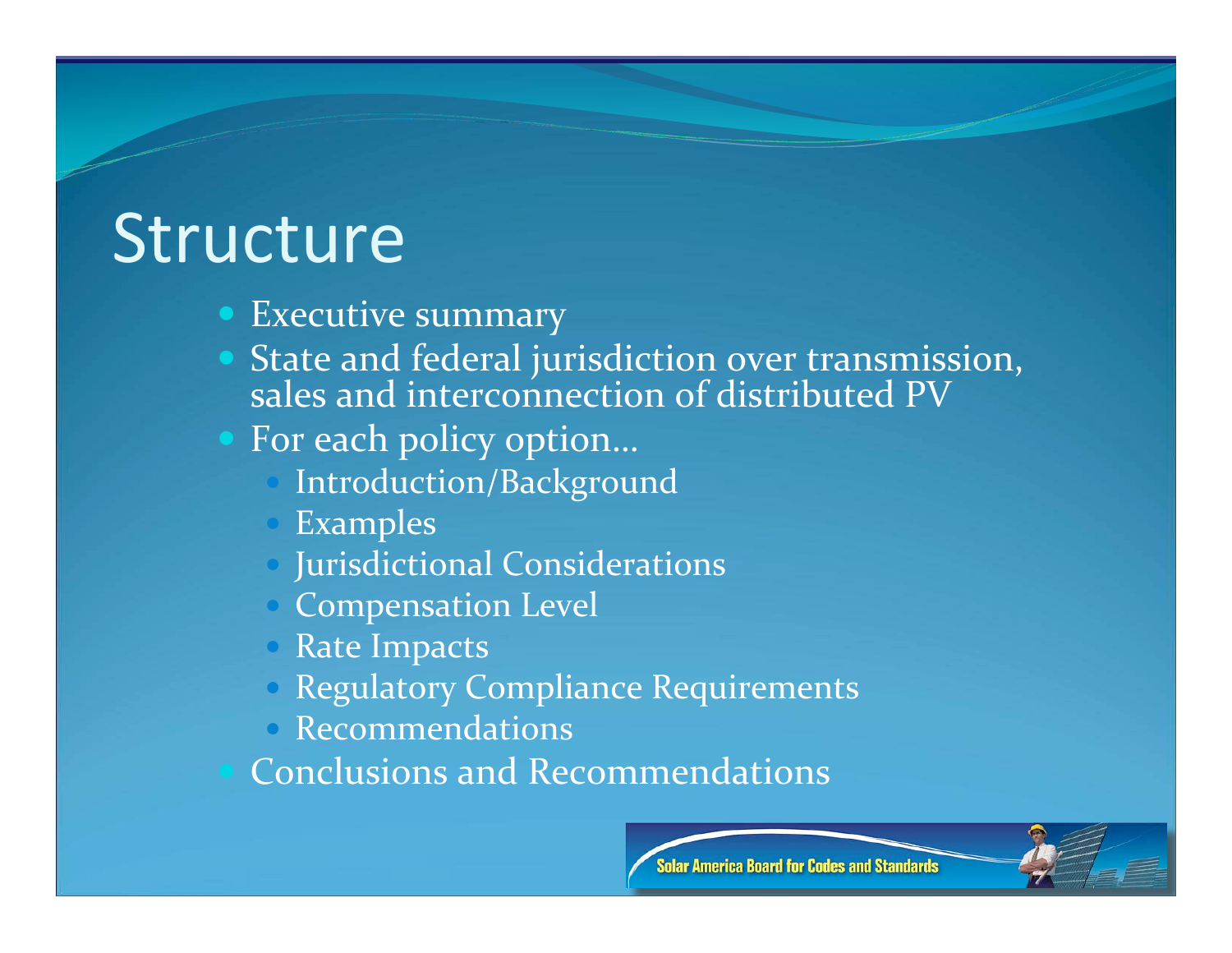# Structure

- Executive summary
- State and federal jurisdiction over transmission, sales and interconnection of distributed PV
- For each policy option…
  - Introduction/Background
  - Examples
  - Jurisdictional Considerations
  - Compensation Level
  - Rate Impacts
  - Regulatory Compliance Requirements
  - Recommendations
- Conclusions and Recommendations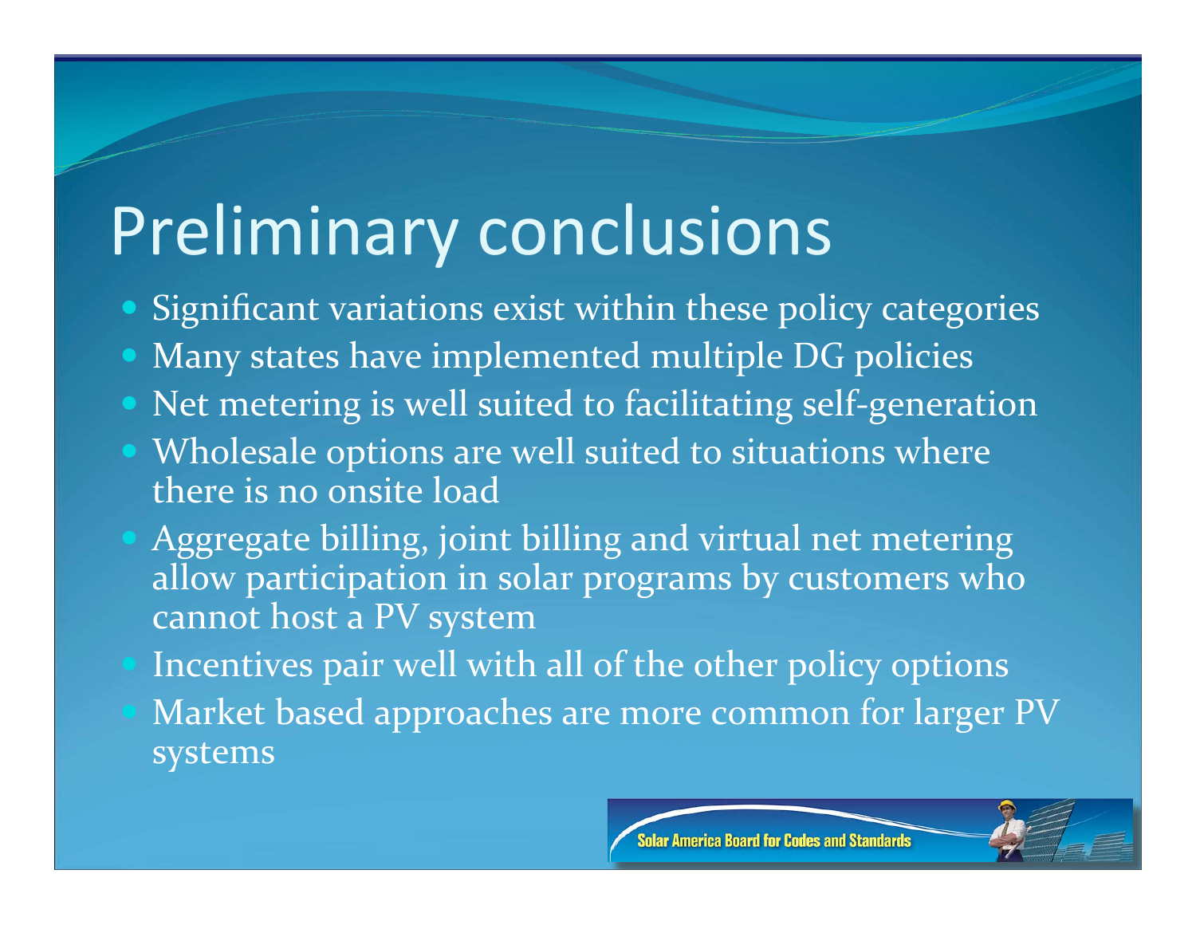# Preliminary conclusions

- Significant variations exist within these policy categories
- Many states have implemented multiple DG policies
- Net metering is well suited to facilitating self-generation
- Wholesale options are well suited to situations where there is no onsite load
- Aggregate billing, joint billing and virtual net metering allow participation in solar programs by customers who cannot host a PV system
- Incentives pair well with all of the other policy options
- Market based approaches are more common for larger PV systems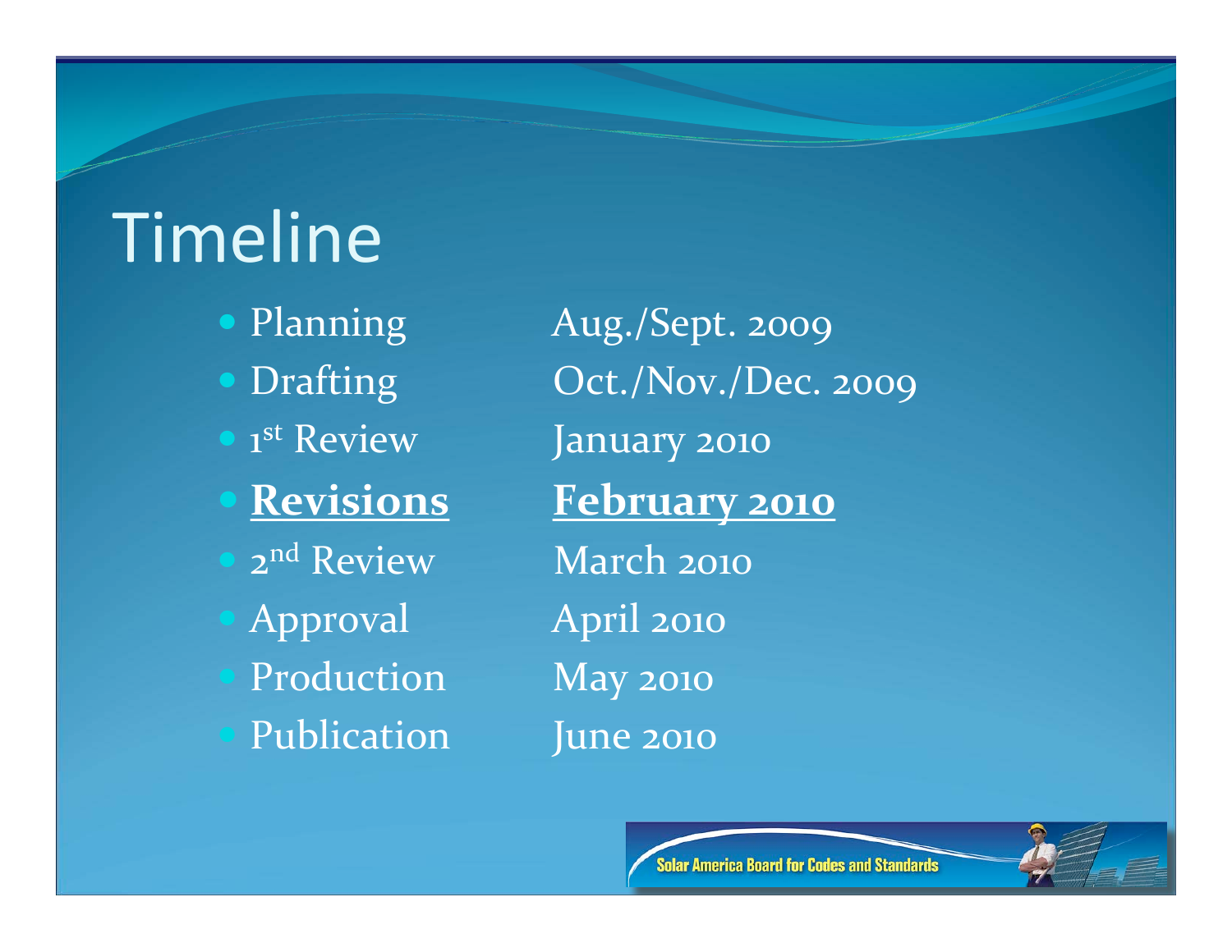# Timeline

| | |
|---|---|
| Planning | Aug./Sept. 2009 |
| Drafting | Oct./Nov./Dec. 2009 |
| 1st Review | January 2010 |
| **Revisions** | **February 2010** |
| 2nd Review | March 2010 |
| Approval | April 2010 |
| Production | May 2010 |
| Publication | June 2010 |

Solar America Board for Codes and Standards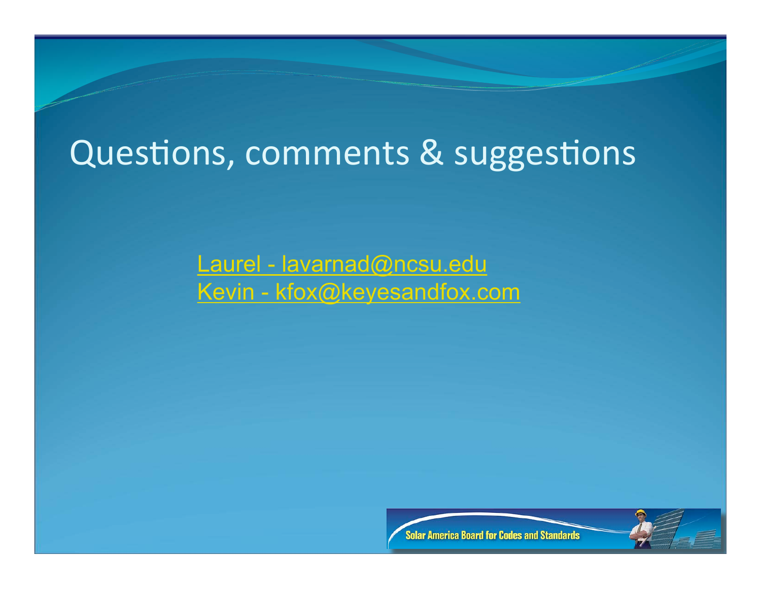# Questions, comments & suggestions

Laurel - lavarnad@ncsu.edu
Kevin - kfox@keyesandfox.com

Solar America Board for Codes and Standards